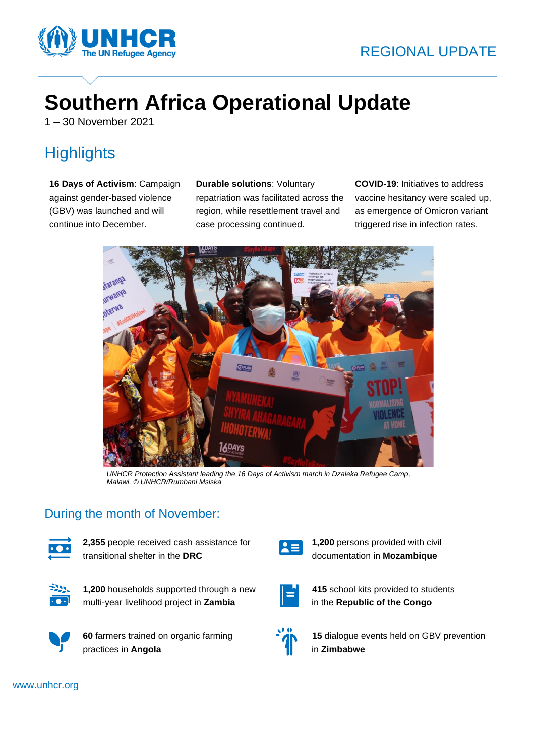REGIONAL UPDATE

# Southern Africa Operational Update

1 – 30 November 2021

## Highlights

**16 Days of Activism**: Campaign against gender-based violence (GBV) was launched and will continue into December.

**Durable solutions**: Voluntary repatriation was facilitated across the region, while resettlement travel and case processing continued.

**COVID-19**: Initiatives to address vaccine hesitancy were scaled up, as emergence of Omicron variant triggered rise in infection rates.

*UNHCR Protection Assistant leading the 16 Days of Activism march in Dzaleka Refugee Camp, Malawi. © UNHCR/Rumbani Msiska*

## During the month of November:

**2,355** people received cash assistance for transitional shelter in the **DRC**

**1,200** persons provided with civil documentation in **Mozambique**

**1,200** households supported through a new multi-year livelihood project in **Zambia**

**415** school kits provided to students in the **Republic of the Congo**

**60** farmers trained on organic farming practices in **Angola**

**15** dialogue events held on GBV prevention in **Zimbabwe**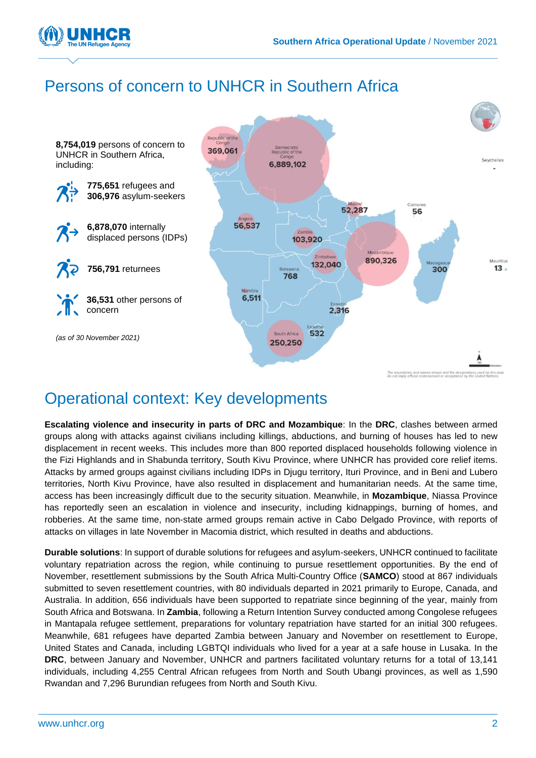# Persons of concern to UNHCR in Southern Africa

**8,754,019** persons of concern to UNHCR in Southern Africa, including:

**775,651** refugees and **306,976** asylum-seekers

**6,878,070** internally displaced persons (IDPs)

**756,791** returnees

**36,531** other persons of concern

*(as of 30 November 2021)*

| Country | Persons of concern |
|---|---|
| Republic of the Congo | 369,061 |
| Democratic Republic of the Congo | 6,889,102 |
| Seychelles | - |
| Malawi | 52,287 |
| Comoros | 56 |
| Angola | 56,537 |
| Zambia | 103,920 |
| Mozambique | 890,326 |
| Zimbabwe | 132,040 |
| Madagascar | 300 |
| Mauritius | 13 |
| Botswana | 768 |
| Namibia | 6,511 |
| Eswatini | 2,316 |
| Lesotho | 532 |
| South Africa | 250,250 |

*The boundaries and names shown and the designations used on this map do not imply official endorsement or acceptance by the United Nations*

# Operational context: Key developments

**Escalating violence and insecurity in parts of DRC and Mozambique**: In the **DRC**, clashes between armed groups along with attacks against civilians including killings, abductions, and burning of houses has led to new displacement in recent weeks. This includes more than 800 reported displaced households following violence in the Fizi Highlands and in Shabunda territory, South Kivu Province, where UNHCR has provided core relief items. Attacks by armed groups against civilians including IDPs in Djugu territory, Ituri Province, and in Beni and Lubero territories, North Kivu Province, have also resulted in displacement and humanitarian needs. At the same time, access has been increasingly difficult due to the security situation. Meanwhile, in **Mozambique**, Niassa Province has reportedly seen an escalation in violence and insecurity, including kidnappings, burning of homes, and robberies. At the same time, non-state armed groups remain active in Cabo Delgado Province, with reports of attacks on villages in late November in Macomia district, which resulted in deaths and abductions.

**Durable solutions**: In support of durable solutions for refugees and asylum-seekers, UNHCR continued to facilitate voluntary repatriation across the region, while continuing to pursue resettlement opportunities. By the end of November, resettlement submissions by the South Africa Multi-Country Office (**SAMCO**) stood at 867 individuals submitted to seven resettlement countries, with 80 individuals departed in 2021 primarily to Europe, Canada, and Australia. In addition, 656 individuals have been supported to repatriate since beginning of the year, mainly from South Africa and Botswana. In **Zambia**, following a Return Intention Survey conducted among Congolese refugees in Mantapala refugee settlement, preparations for voluntary repatriation have started for an initial 300 refugees. Meanwhile, 681 refugees have departed Zambia between January and November on resettlement to Europe, United States and Canada, including LGBTQI individuals who lived for a year at a safe house in Lusaka. In the **DRC**, between January and November, UNHCR and partners facilitated voluntary returns for a total of 13,141 individuals, including 4,255 Central African refugees from North and South Ubangi provinces, as well as 1,590 Rwandan and 7,296 Burundian refugees from North and South Kivu.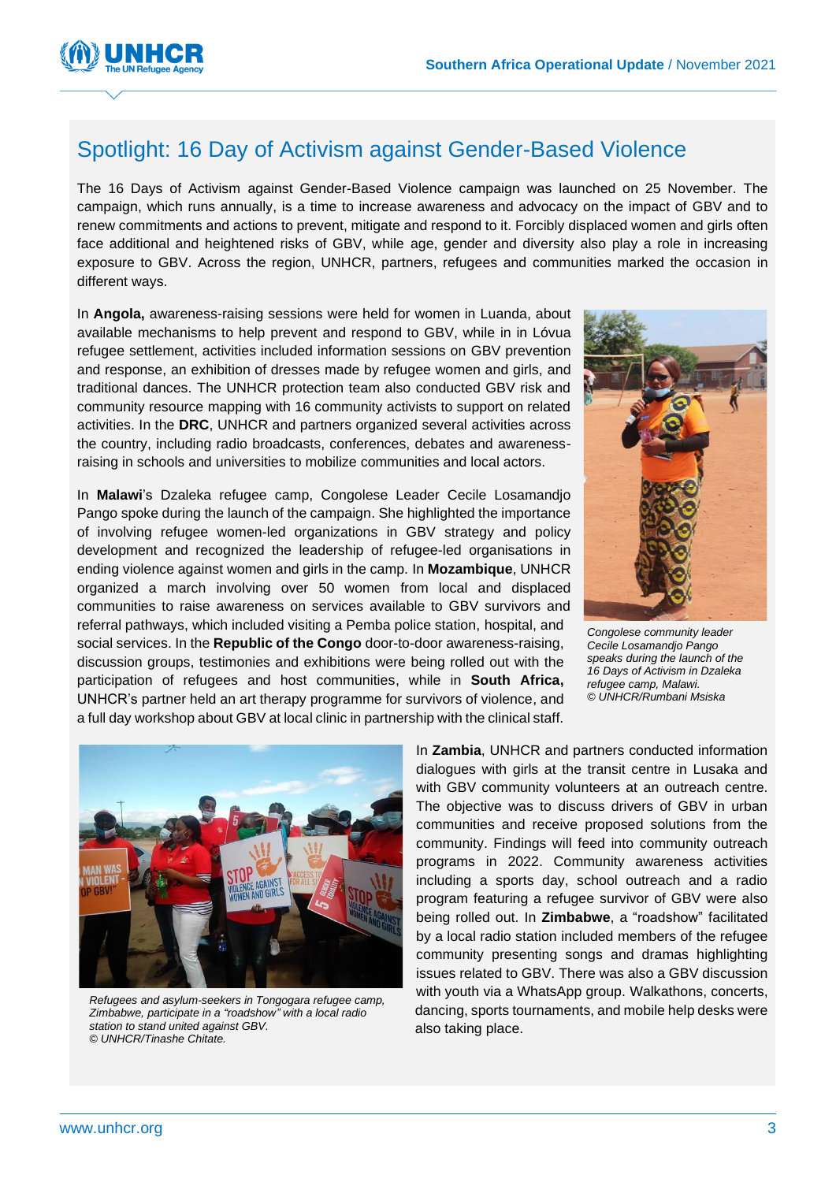## Spotlight: 16 Day of Activism against Gender-Based Violence

The 16 Days of Activism against Gender-Based Violence campaign was launched on 25 November. The campaign, which runs annually, is a time to increase awareness and advocacy on the impact of GBV and to renew commitments and actions to prevent, mitigate and respond to it. Forcibly displaced women and girls often face additional and heightened risks of GBV, while age, gender and diversity also play a role in increasing exposure to GBV. Across the region, UNHCR, partners, refugees and communities marked the occasion in different ways.

In **Angola,** awareness-raising sessions were held for women in Luanda, about available mechanisms to help prevent and respond to GBV, while in Lóvua refugee settlement, activities included information sessions on GBV prevention and response, an exhibition of dresses made by refugee women and girls, and traditional dances. The UNHCR protection team also conducted GBV risk and community resource mapping with 16 community activists to support on related activities. In the **DRC**, UNHCR and partners organized several activities across the country, including radio broadcasts, conferences, debates and awareness-raising in schools and universities to mobilize communities and local actors.

In **Malawi**'s Dzaleka refugee camp, Congolese Leader Cecile Losamandjo Pango spoke during the launch of the campaign. She highlighted the importance of involving refugee women-led organizations in GBV strategy and policy development and recognized the leadership of refugee-led organisations in ending violence against women and girls in the camp. In **Mozambique**, UNHCR organized a march involving over 50 women from local and displaced communities to raise awareness on services available to GBV survivors and referral pathways, which included visiting a Pemba police station, hospital, and social services. In the **Republic of the Congo** door-to-door awareness-raising, discussion groups, testimonies and exhibitions were being rolled out with the participation of refugees and host communities, while in **South Africa,** UNHCR's partner held an art therapy programme for survivors of violence, and a full day workshop about GBV at local clinic in partnership with the clinical staff.

*Congolese community leader Cecile Losamandjo Pango speaks during the launch of the 16 Days of Activism in Dzaleka refugee camp, Malawi. © UNHCR/Rumbani Msiska*

*Refugees and asylum-seekers in Tongogara refugee camp, Zimbabwe, participate in a "roadshow" with a local radio station to stand united against GBV. © UNHCR/Tinashe Chitate.*

In **Zambia**, UNHCR and partners conducted information dialogues with girls at the transit centre in Lusaka and with GBV community volunteers at an outreach centre. The objective was to discuss drivers of GBV in urban communities and receive proposed solutions from the community. Findings will feed into community outreach programs in 2022. Community awareness activities including a sports day, school outreach and a radio program featuring a refugee survivor of GBV were also being rolled out. In **Zimbabwe**, a "roadshow" facilitated by a local radio station included members of the refugee community presenting songs and dramas highlighting issues related to GBV. There was also a GBV discussion with youth via a WhatsApp group. Walkathons, concerts, dancing, sports tournaments, and mobile help desks were also taking place.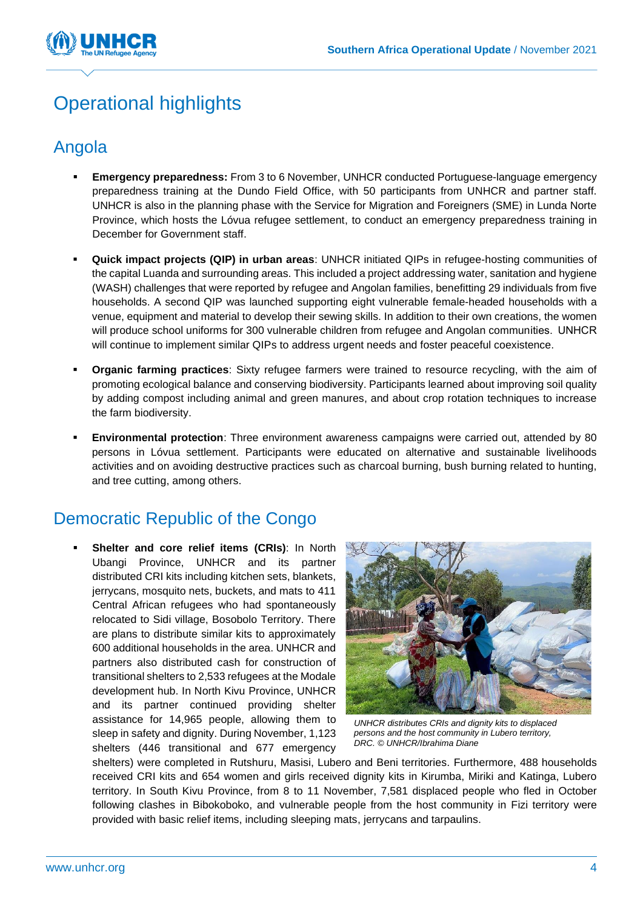# Operational highlights

## Angola

- **Emergency preparedness:** From 3 to 6 November, UNHCR conducted Portuguese-language emergency preparedness training at the Dundo Field Office, with 50 participants from UNHCR and partner staff. UNHCR is also in the planning phase with the Service for Migration and Foreigners (SME) in Lunda Norte Province, which hosts the Lóvua refugee settlement, to conduct an emergency preparedness training in December for Government staff.

- **Quick impact projects (QIP) in urban areas**: UNHCR initiated QIPs in refugee-hosting communities of the capital Luanda and surrounding areas. This included a project addressing water, sanitation and hygiene (WASH) challenges that were reported by refugee and Angolan families, benefitting 29 individuals from five households. A second QIP was launched supporting eight vulnerable female-headed households with a venue, equipment and material to develop their sewing skills. In addition to their own creations, the women will produce school uniforms for 300 vulnerable children from refugee and Angolan communities. UNHCR will continue to implement similar QIPs to address urgent needs and foster peaceful coexistence.

- **Organic farming practices**: Sixty refugee farmers were trained to resource recycling, with the aim of promoting ecological balance and conserving biodiversity. Participants learned about improving soil quality by adding compost including animal and green manures, and about crop rotation techniques to increase the farm biodiversity.

- **Environmental protection**: Three environment awareness campaigns were carried out, attended by 80 persons in Lóvua settlement. Participants were educated on alternative and sustainable livelihoods activities and on avoiding destructive practices such as charcoal burning, bush burning related to hunting, and tree cutting, among others.

## Democratic Republic of the Congo

- **Shelter and core relief items (CRIs)**: In North Ubangi Province, UNHCR and its partner distributed CRI kits including kitchen sets, blankets, jerrycans, mosquito nets, buckets, and mats to 411 Central African refugees who had spontaneously relocated to Sidi village, Bosobolo Territory. There are plans to distribute similar kits to approximately 600 additional households in the area. UNHCR and partners also distributed cash for construction of transitional shelters to 2,533 refugees at the Modale development hub. In North Kivu Province, UNHCR and its partner continued providing shelter assistance for 14,965 people, allowing them to sleep in safety and dignity. During November, 1,123 shelters (446 transitional and 677 emergency shelters) were completed in Rutshuru, Masisi, Lubero and Beni territories. Furthermore, 488 households received CRI kits and 654 women and girls received dignity kits in Kirumba, Miriki and Katinga, Lubero territory. In South Kivu Province, from 8 to 11 November, 7,581 displaced people who fled in October following clashes in Bibokoboko, and vulnerable people from the host community in Fizi territory were provided with basic relief items, including sleeping mats, jerrycans and tarpaulins.

*UNHCR distributes CRIs and dignity kits to displaced persons and the host community in Lubero territory, DRC. © UNHCR/Ibrahima Diane*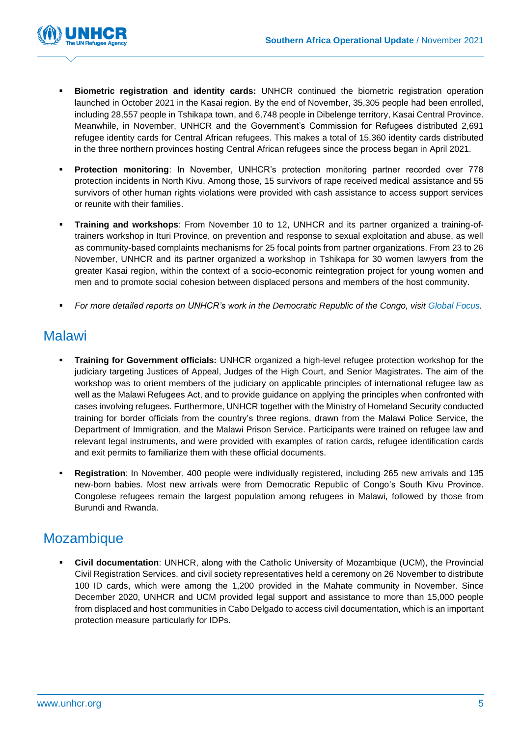- **Biometric registration and identity cards:** UNHCR continued the biometric registration operation launched in October 2021 in the Kasai region. By the end of November, 35,305 people had been enrolled, including 28,557 people in Tshikapa town, and 6,748 people in Dibelenge territory, Kasai Central Province. Meanwhile, in November, UNHCR and the Government's Commission for Refugees distributed 2,691 refugee identity cards for Central African refugees. This makes a total of 15,360 identity cards distributed in the three northern provinces hosting Central African refugees since the process began in April 2021.

- **Protection monitoring**: In November, UNHCR's protection monitoring partner recorded over 778 protection incidents in North Kivu. Among those, 15 survivors of rape received medical assistance and 55 survivors of other human rights violations were provided with cash assistance to access support services or reunite with their families.

- **Training and workshops**: From November 10 to 12, UNHCR and its partner organized a training-of-trainers workshop in Ituri Province, on prevention and response to sexual exploitation and abuse, as well as community-based complaints mechanisms for 25 focal points from partner organizations. From 23 to 26 November, UNHCR and its partner organized a workshop in Tshikapa for 30 women lawyers from the greater Kasai region, within the context of a socio-economic reintegration project for young women and men and to promote social cohesion between displaced persons and members of the host community.

- *For more detailed reports on UNHCR's work in the Democratic Republic of the Congo, visit Global Focus.*

## Malawi

- **Training for Government officials:** UNHCR organized a high-level refugee protection workshop for the judiciary targeting Justices of Appeal, Judges of the High Court, and Senior Magistrates. The aim of the workshop was to orient members of the judiciary on applicable principles of international refugee law as well as the Malawi Refugees Act, and to provide guidance on applying the principles when confronted with cases involving refugees. Furthermore, UNHCR together with the Ministry of Homeland Security conducted training for border officials from the country's three regions, drawn from the Malawi Police Service, the Department of Immigration, and the Malawi Prison Service. Participants were trained on refugee law and relevant legal instruments, and were provided with examples of ration cards, refugee identification cards and exit permits to familiarize them with these official documents.

- **Registration**: In November, 400 people were individually registered, including 265 new arrivals and 135 new-born babies. Most new arrivals were from Democratic Republic of Congo's South Kivu Province. Congolese refugees remain the largest population among refugees in Malawi, followed by those from Burundi and Rwanda.

## Mozambique

- **Civil documentation**: UNHCR, along with the Catholic University of Mozambique (UCM), the Provincial Civil Registration Services, and civil society representatives held a ceremony on 26 November to distribute 100 ID cards, which were among the 1,200 provided in the Mahate community in November. Since December 2020, UNHCR and UCM provided legal support and assistance to more than 15,000 people from displaced and host communities in Cabo Delgado to access civil documentation, which is an important protection measure particularly for IDPs.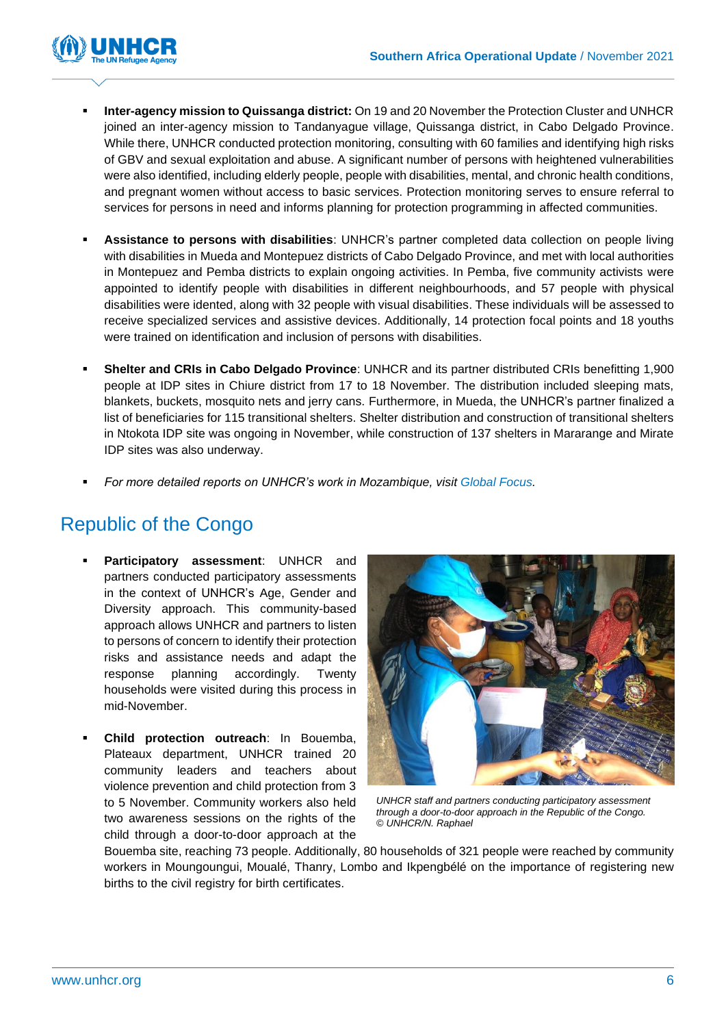- **Inter-agency mission to Quissanga district:** On 19 and 20 November the Protection Cluster and UNHCR joined an inter-agency mission to Tandanyague village, Quissanga district, in Cabo Delgado Province. While there, UNHCR conducted protection monitoring, consulting with 60 families and identifying high risks of GBV and sexual exploitation and abuse. A significant number of persons with heightened vulnerabilities were also identified, including elderly people, people with disabilities, mental, and chronic health conditions, and pregnant women without access to basic services. Protection monitoring serves to ensure referral to services for persons in need and informs planning for protection programming in affected communities.

- **Assistance to persons with disabilities**: UNHCR's partner completed data collection on people living with disabilities in Mueda and Montepuez districts of Cabo Delgado Province, and met with local authorities in Montepuez and Pemba districts to explain ongoing activities. In Pemba, five community activists were appointed to identify people with disabilities in different neighbourhoods, and 57 people with physical disabilities were idented, along with 32 people with visual disabilities. These individuals will be assessed to receive specialized services and assistive devices. Additionally, 14 protection focal points and 18 youths were trained on identification and inclusion of persons with disabilities.

- **Shelter and CRIs in Cabo Delgado Province**: UNHCR and its partner distributed CRIs benefitting 1,900 people at IDP sites in Chiure district from 17 to 18 November. The distribution included sleeping mats, blankets, buckets, mosquito nets and jerry cans. Furthermore, in Mueda, the UNHCR's partner finalized a list of beneficiaries for 115 transitional shelters. Shelter distribution and construction of transitional shelters in Ntokota IDP site was ongoing in November, while construction of 137 shelters in Mararange and Mirate IDP sites was also underway.

- *For more detailed reports on UNHCR's work in Mozambique, visit Global Focus.*

## Republic of the Congo

- **Participatory assessment**: UNHCR and partners conducted participatory assessments in the context of UNHCR's Age, Gender and Diversity approach. This community-based approach allows UNHCR and partners to listen to persons of concern to identify their protection risks and assistance needs and adapt the response planning accordingly. Twenty households were visited during this process in mid-November.

- **Child protection outreach**: In Bouemba, Plateaux department, UNHCR trained 20 community leaders and teachers about violence prevention and child protection from 3 to 5 November. Community workers also held two awareness sessions on the rights of the child through a door-to-door approach at the Bouemba site, reaching 73 people. Additionally, 80 households of 321 people were reached by community workers in Moungoungui, Moualé, Thanry, Lombo and Ikpengbélé on the importance of registering new births to the civil registry for birth certificates.

*UNHCR staff and partners conducting participatory assessment through a door-to-door approach in the Republic of the Congo. © UNHCR/N. Raphael*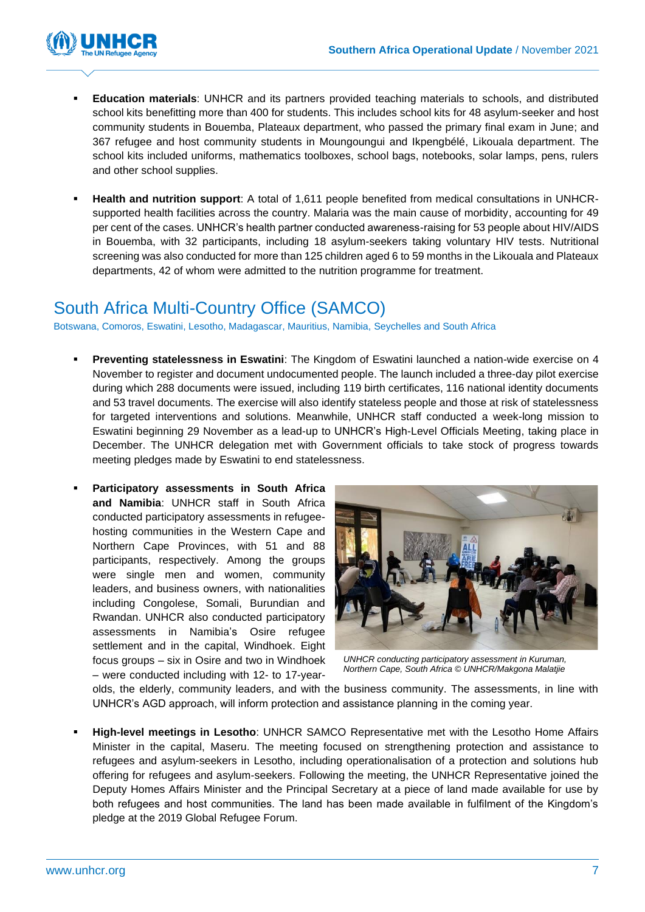- **Education materials**: UNHCR and its partners provided teaching materials to schools, and distributed school kits benefitting more than 400 for students. This includes school kits for 48 asylum-seeker and host community students in Bouemba, Plateaux department, who passed the primary final exam in June; and 367 refugee and host community students in Moungoungui and Ikpengbélé, Likouala department. The school kits included uniforms, mathematics toolboxes, school bags, notebooks, solar lamps, pens, rulers and other school supplies.

- **Health and nutrition support**: A total of 1,611 people benefited from medical consultations in UNHCR-supported health facilities across the country. Malaria was the main cause of morbidity, accounting for 49 per cent of the cases. UNHCR's health partner conducted awareness-raising for 53 people about HIV/AIDS in Bouemba, with 32 participants, including 18 asylum-seekers taking voluntary HIV tests. Nutritional screening was also conducted for more than 125 children aged 6 to 59 months in the Likouala and Plateaux departments, 42 of whom were admitted to the nutrition programme for treatment.

## South Africa Multi-Country Office (SAMCO)

Botswana, Comoros, Eswatini, Lesotho, Madagascar, Mauritius, Namibia, Seychelles and South Africa

- **Preventing statelessness in Eswatini**: The Kingdom of Eswatini launched a nation-wide exercise on 4 November to register and document undocumented people. The launch included a three-day pilot exercise during which 288 documents were issued, including 119 birth certificates, 116 national identity documents and 53 travel documents. The exercise will also identify stateless people and those at risk of statelessness for targeted interventions and solutions. Meanwhile, UNHCR staff conducted a week-long mission to Eswatini beginning 29 November as a lead-up to UNHCR's High-Level Officials Meeting, taking place in December. The UNHCR delegation met with Government officials to take stock of progress towards meeting pledges made by Eswatini to end statelessness.

- **Participatory assessments in South Africa and Namibia**: UNHCR staff in South Africa conducted participatory assessments in refugee-hosting communities in the Western Cape and Northern Cape Provinces, with 51 and 88 participants, respectively. Among the groups were single men and women, community leaders, and business owners, with nationalities including Congolese, Somali, Burundian and Rwandan. UNHCR also conducted participatory assessments in Namibia's Osire refugee settlement and in the capital, Windhoek. Eight focus groups – six in Osire and two in Windhoek – were conducted including with 12- to 17-year-olds, the elderly, community leaders, and with the business community. The assessments, in line with UNHCR's AGD approach, will inform protection and assistance planning in the coming year.

*UNHCR conducting participatory assessment in Kuruman, Northern Cape, South Africa © UNHCR/Makgona Malatjie*

- **High-level meetings in Lesotho**: UNHCR SAMCO Representative met with the Lesotho Home Affairs Minister in the capital, Maseru. The meeting focused on strengthening protection and assistance to refugees and asylum-seekers in Lesotho, including operationalisation of a protection and solutions hub offering for refugees and asylum-seekers. Following the meeting, the UNHCR Representative joined the Deputy Homes Affairs Minister and the Principal Secretary at a piece of land made available for use by both refugees and host communities. The land has been made available in fulfilment of the Kingdom's pledge at the 2019 Global Refugee Forum.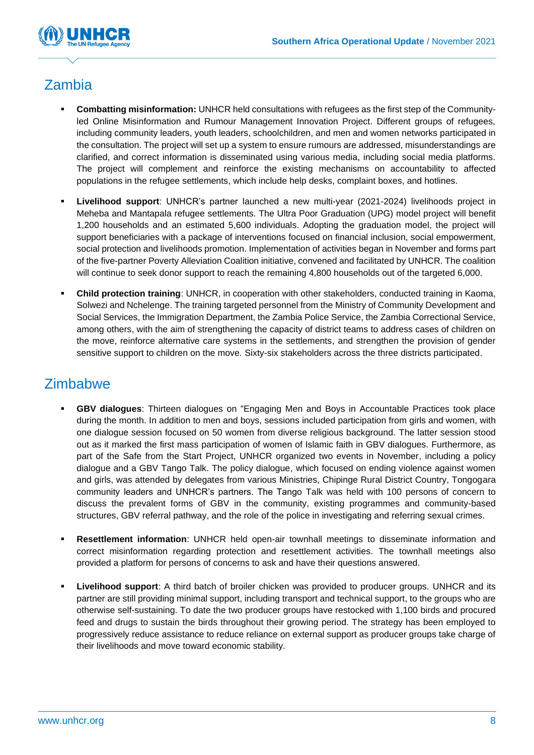## Zambia

- **Combatting misinformation:** UNHCR held consultations with refugees as the first step of the Community-led Online Misinformation and Rumour Management Innovation Project. Different groups of refugees, including community leaders, youth leaders, schoolchildren, and men and women networks participated in the consultation. The project will set up a system to ensure rumours are addressed, misunderstandings are clarified, and correct information is disseminated using various media, including social media platforms. The project will complement and reinforce the existing mechanisms on accountability to affected populations in the refugee settlements, which include help desks, complaint boxes, and hotlines.

- **Livelihood support**: UNHCR's partner launched a new multi-year (2021-2024) livelihoods project in Meheba and Mantapala refugee settlements. The Ultra Poor Graduation (UPG) model project will benefit 1,200 households and an estimated 5,600 individuals. Adopting the graduation model, the project will support beneficiaries with a package of interventions focused on financial inclusion, social empowerment, social protection and livelihoods promotion. Implementation of activities began in November and forms part of the five-partner Poverty Alleviation Coalition initiative, convened and facilitated by UNHCR. The coalition will continue to seek donor support to reach the remaining 4,800 households out of the targeted 6,000.

- **Child protection training**: UNHCR, in cooperation with other stakeholders, conducted training in Kaoma, Solwezi and Nchelenge. The training targeted personnel from the Ministry of Community Development and Social Services, the Immigration Department, the Zambia Police Service, the Zambia Correctional Service, among others, with the aim of strengthening the capacity of district teams to address cases of children on the move, reinforce alternative care systems in the settlements, and strengthen the provision of gender sensitive support to children on the move. Sixty-six stakeholders across the three districts participated.

## Zimbabwe

- **GBV dialogues**: Thirteen dialogues on "Engaging Men and Boys in Accountable Practices took place during the month. In addition to men and boys, sessions included participation from girls and women, with one dialogue session focused on 50 women from diverse religious background. The latter session stood out as it marked the first mass participation of women of Islamic faith in GBV dialogues. Furthermore, as part of the Safe from the Start Project, UNHCR organized two events in November, including a policy dialogue and a GBV Tango Talk. The policy dialogue, which focused on ending violence against women and girls, was attended by delegates from various Ministries, Chipinge Rural District Country, Tongogara community leaders and UNHCR's partners. The Tango Talk was held with 100 persons of concern to discuss the prevalent forms of GBV in the community, existing programmes and community-based structures, GBV referral pathway, and the role of the police in investigating and referring sexual crimes.

- **Resettlement information**: UNHCR held open-air townhall meetings to disseminate information and correct misinformation regarding protection and resettlement activities. The townhall meetings also provided a platform for persons of concerns to ask and have their questions answered.

- **Livelihood support**: A third batch of broiler chicken was provided to producer groups. UNHCR and its partner are still providing minimal support, including transport and technical support, to the groups who are otherwise self-sustaining. To date the two producer groups have restocked with 1,100 birds and procured feed and drugs to sustain the birds throughout their growing period. The strategy has been employed to progressively reduce assistance to reduce reliance on external support as producer groups take charge of their livelihoods and move toward economic stability.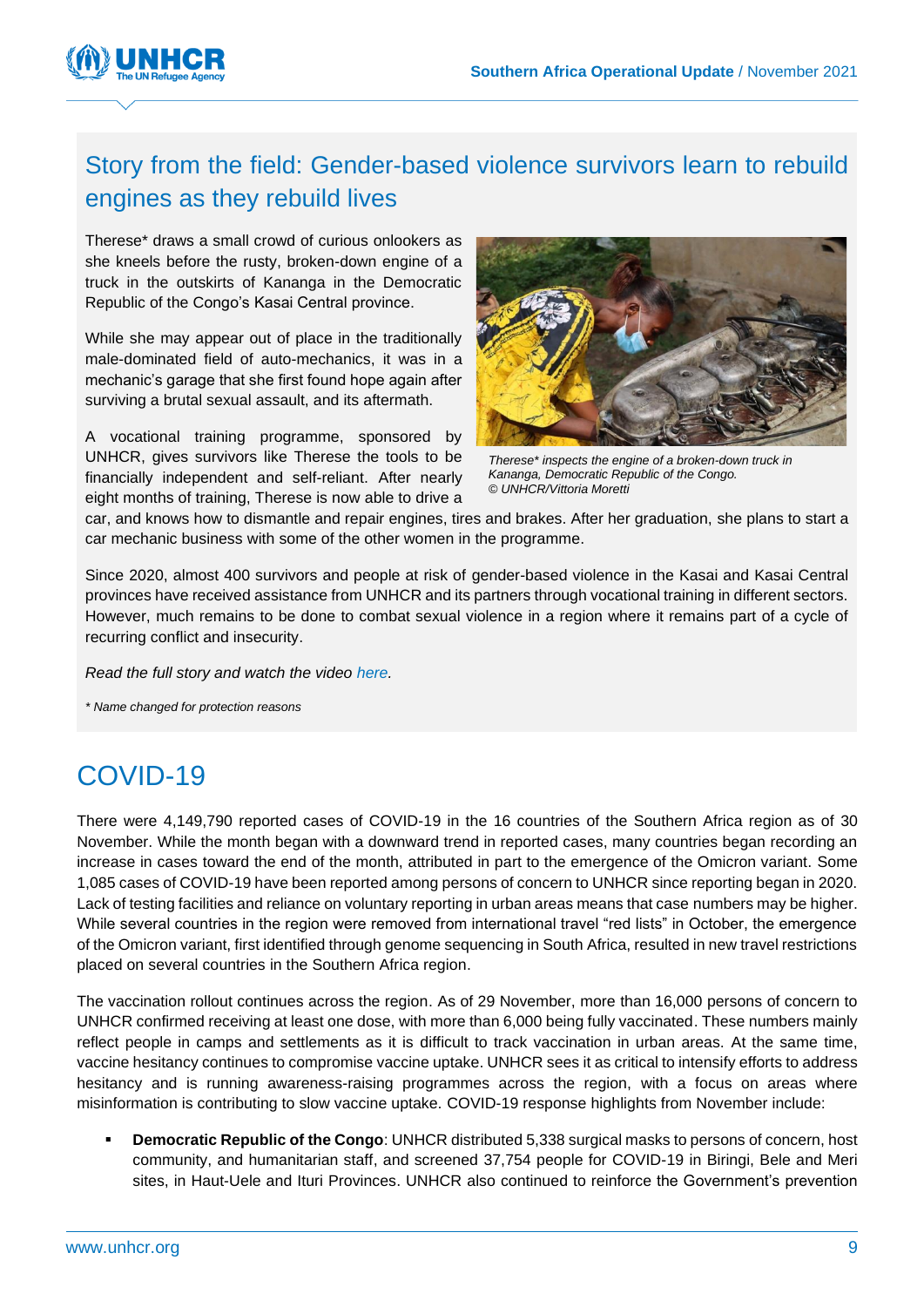## Story from the field: Gender-based violence survivors learn to rebuild engines as they rebuild lives

Therese* draws a small crowd of curious onlookers as she kneels before the rusty, broken-down engine of a truck in the outskirts of Kananga in the Democratic Republic of the Congo's Kasai Central province.

While she may appear out of place in the traditionally male-dominated field of auto-mechanics, it was in a mechanic's garage that she first found hope again after surviving a brutal sexual assault, and its aftermath.

*Therese\* inspects the engine of a broken-down truck in Kananga, Democratic Republic of the Congo. © UNHCR/Vittoria Moretti*

A vocational training programme, sponsored by UNHCR, gives survivors like Therese the tools to be financially independent and self-reliant. After nearly eight months of training, Therese is now able to drive a car, and knows how to dismantle and repair engines, tires and brakes. After her graduation, she plans to start a car mechanic business with some of the other women in the programme.

Since 2020, almost 400 survivors and people at risk of gender-based violence in the Kasai and Kasai Central provinces have received assistance from UNHCR and its partners through vocational training in different sectors. However, much remains to be done to combat sexual violence in a region where it remains part of a cycle of recurring conflict and insecurity.

*Read the full story and watch the video here.*

*\* Name changed for protection reasons*

# COVID-19

There were 4,149,790 reported cases of COVID-19 in the 16 countries of the Southern Africa region as of 30 November. While the month began with a downward trend in reported cases, many countries began recording an increase in cases toward the end of the month, attributed in part to the emergence of the Omicron variant. Some 1,085 cases of COVID-19 have been reported among persons of concern to UNHCR since reporting began in 2020. Lack of testing facilities and reliance on voluntary reporting in urban areas means that case numbers may be higher. While several countries in the region were removed from international travel "red lists" in October, the emergence of the Omicron variant, first identified through genome sequencing in South Africa, resulted in new travel restrictions placed on several countries in the Southern Africa region.

The vaccination rollout continues across the region. As of 29 November, more than 16,000 persons of concern to UNHCR confirmed receiving at least one dose, with more than 6,000 being fully vaccinated. These numbers mainly reflect people in camps and settlements as it is difficult to track vaccination in urban areas. At the same time, vaccine hesitancy continues to compromise vaccine uptake. UNHCR sees it as critical to intensify efforts to address hesitancy and is running awareness-raising programmes across the region, with a focus on areas where misinformation is contributing to slow vaccine uptake. COVID-19 response highlights from November include:

- **Democratic Republic of the Congo**: UNHCR distributed 5,338 surgical masks to persons of concern, host community, and humanitarian staff, and screened 37,754 people for COVID-19 in Biringi, Bele and Meri sites, in Haut-Uele and Ituri Provinces. UNHCR also continued to reinforce the Government's prevention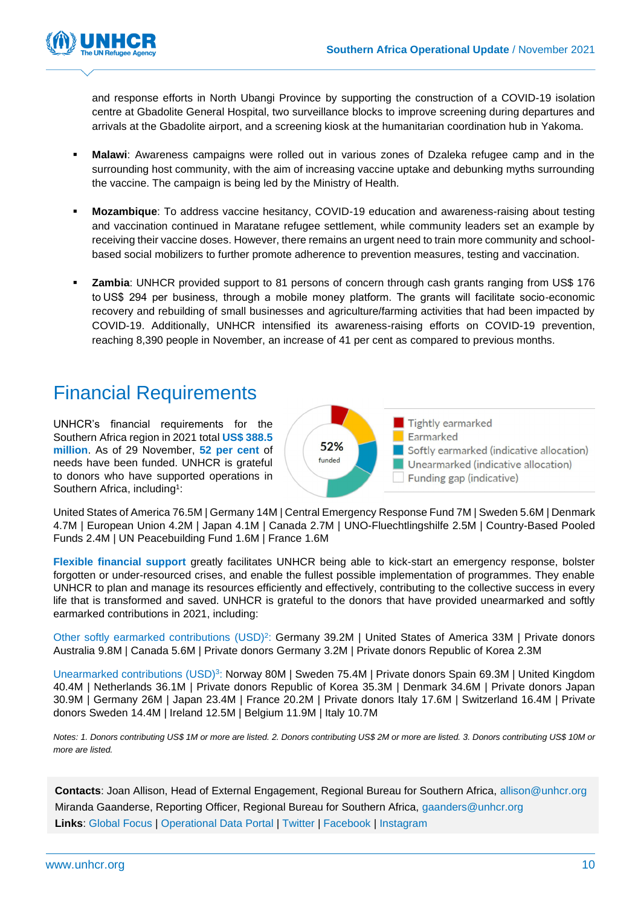and response efforts in North Ubangi Province by supporting the construction of a COVID-19 isolation centre at Gbadolite General Hospital, two surveillance blocks to improve screening during departures and arrivals at the Gbadolite airport, and a screening kiosk at the humanitarian coordination hub in Yakoma.

- **Malawi**: Awareness campaigns were rolled out in various zones of Dzaleka refugee camp and in the surrounding host community, with the aim of increasing vaccine uptake and debunking myths surrounding the vaccine. The campaign is being led by the Ministry of Health.

- **Mozambique**: To address vaccine hesitancy, COVID-19 education and awareness-raising about testing and vaccination continued in Maratane refugee settlement, while community leaders set an example by receiving their vaccine doses. However, there remains an urgent need to train more community and school-based social mobilizers to further promote adherence to prevention measures, testing and vaccination.

- **Zambia**: UNHCR provided support to 81 persons of concern through cash grants ranging from US$ 176 to US$ 294 per business, through a mobile money platform. The grants will facilitate socio-economic recovery and rebuilding of small businesses and agriculture/farming activities that had been impacted by COVID-19. Additionally, UNHCR intensified its awareness-raising efforts on COVID-19 prevention, reaching 8,390 people in November, an increase of 41 per cent as compared to previous months.

# Financial Requirements

UNHCR's financial requirements for the Southern Africa region in 2021 total **US$ 388.5 million**. As of 29 November, **52 per cent** of needs have been funded. UNHCR is grateful to donors who have supported operations in Southern Africa, including[1]:

52%
funded

Tightly earmarked
Earmarked
Softly earmarked (indicative allocation)
Unearmarked (indicative allocation)
Funding gap (indicative)

United States of America 76.5M | Germany 14M | Central Emergency Response Fund 7M | Sweden 5.6M | Denmark 4.7M | European Union 4.2M | Japan 4.1M | Canada 2.7M | UNO-Fluechtlingshilfe 2.5M | Country-Based Pooled Funds 2.4M | UN Peacebuilding Fund 1.6M | France 1.6M

**Flexible financial support** greatly facilitates UNHCR being able to kick-start an emergency response, bolster forgotten or under-resourced crises, and enable the fullest possible implementation of programmes. They enable UNHCR to plan and manage its resources efficiently and effectively, contributing to the collective success in every life that is transformed and saved. UNHCR is grateful to the donors that have provided unearmarked and softly earmarked contributions in 2021, including:

Other softly earmarked contributions (USD)[2]: Germany 39.2M | United States of America 33M | Private donors Australia 9.8M | Canada 5.6M | Private donors Germany 3.2M | Private donors Republic of Korea 2.3M

Unearmarked contributions (USD)[3]: Norway 80M | Sweden 75.4M | Private donors Spain 69.3M | United Kingdom 40.4M | Netherlands 36.1M | Private donors Republic of Korea 35.3M | Denmark 34.6M | Private donors Japan 30.9M | Germany 26M | Japan 23.4M | France 20.2M | Private donors Italy 17.6M | Switzerland 16.4M | Private donors Sweden 14.4M | Ireland 12.5M | Belgium 11.9M | Italy 10.7M

*Notes: 1. Donors contributing US$ 1M or more are listed. 2. Donors contributing US$ 2M or more are listed. 3. Donors contributing US$ 10M or more are listed.*

**Contacts**: Joan Allison, Head of External Engagement, Regional Bureau for Southern Africa, allison@unhcr.org
Miranda Gaanderse, Reporting Officer, Regional Bureau for Southern Africa, gaanders@unhcr.org
**Links**: Global Focus | Operational Data Portal | Twitter | Facebook | Instagram